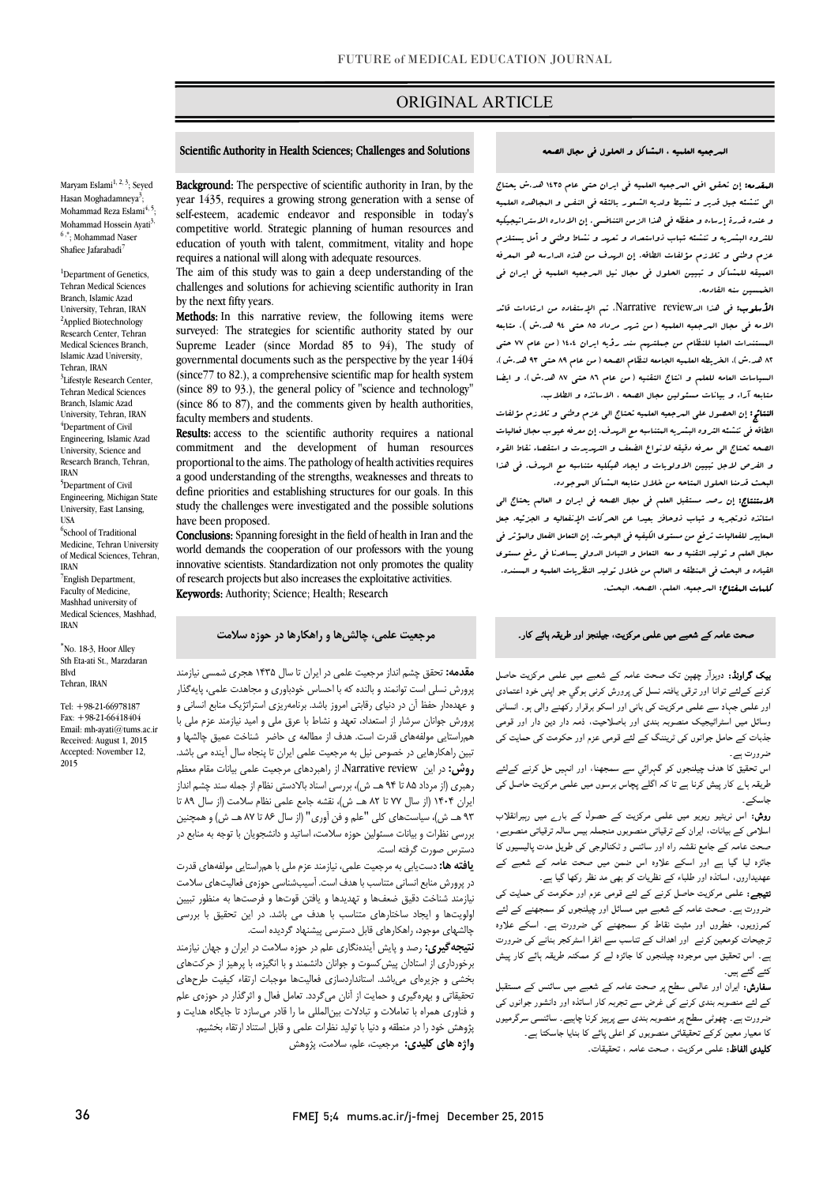ORIGINAL ARTICLE

## Scientific Authority in Health Sciences; Challenges and Solutions

Maryam Eslami[1, 2, 3]; Seyed Hasan Moghadamneya[3]; Mohammad Reza Eslami[4, 5]; Mohammad Hossein Ayati[5, 6,*]; Mohammad Naser Shafiee Jafarabadi[7]

[1]Department of Genetics, Tehran Medical Sciences Branch, Islamic Azad University, Tehran, IRAN

[2]Applied Biotechnology Research Center, Tehran Medical Sciences Branch, Islamic Azad University, Tehran, IRAN

[3]Lifestyle Research Center, Tehran Medical Sciences Branch, Islamic Azad University, Tehran, IRAN

[4]Department of Civil Engineering, Islamic Azad University, Science and Research Branch, Tehran, IRAN

[5]Department of Civil Engineering, Michigan State University, East Lansing, USA

[6]School of Traditional Medicine, Tehran University of Medical Sciences, Tehran, IRAN

[7]English Department, Faculty of Medicine, Mashhad university of Medical Sciences, Mashhad, IRAN

*No. 18-3, Hoor Alley Sth Eta-ati St., Marzdaran Blvd Tehran, IRAN

Tel: +98-21-66978187
Fax: +98-21-66418404
Email: mh-ayati@tums.ac.ir
Received: August 1, 2015
Accepted: November 12, 2015

**Background:** The perspective of scientific authority in Iran, by the year 1435, requires a growing strong generation with a sense of self-esteem, academic endeavor and responsible in today's competitive world. Strategic planning of human resources and education of youth with talent, commitment, vitality and hope requires a national will along with adequate resources.

The aim of this study was to gain a deep understanding of the challenges and solutions for achieving scientific authority in Iran by the next fifty years.

**Methods:** In this narrative review, the following items were surveyed: The strategies for scientific authority stated by our Supreme Leader (since Mordad 85 to 94), The study of governmental documents such as the perspective by the year 1404 (since77 to 82.), a comprehensive scientific map for health system (since 89 to 93.), the general policy of "science and technology" (since 86 to 87), and the comments given by health authorities, faculty members and students.

**Results:** access to the scientific authority requires a national commitment and the development of human resources proportional to the aims. The pathology of health activities requires a good understanding of the strengths, weaknesses and threats to define priorities and establishing structures for our goals. In this study the challenges were investigated and the possible solutions have been proposed.

**Conclusions:** Spanning foresight in the field of health in Iran and the world demands the cooperation of our professors with the young innovative scientists. Standardization not only promotes the quality of research projects but also increases the exploitative activities.

**Keywords:** Authority; Science; Health; Research

## المرجعيه العلميه ، المشاكل و الحلول في مجال الصحه

**المقدمه:** إن تحقق افق المرجعيه العلميه في ايران حتى عام ١٤٣٥ هـ.ش يحتاج الى تنشئه جيل قدير و نشيط ولديه الشعور بالثقه في النفس و المجاهده العلميه و عنده قدرة إرساءه و حفظه في هذا الزمن التنافسي. إن الاداره الاستراتيجيكيه للثروه البشريه و تنشئه شباب ذواستعداد و تعهد و نشاط وطني و أمل يستلزم عزم وطني و تلازم مؤلفات الطاقه. إن الهدف من هذه الدراسه هو المعرفه العميقه للمشاكل و تبيين الحلول في مجال نيل المرجعيه العلميه في ايران في الخمسين سنه القادمه.

**الأسلوب:** في هذا الـNarrative review، تم الإستفاده من ارشادات قائد الامه في مجال المرجعيه العلميه (من شهر مرداد ٨٥ حتى ٩٤ هـ.ش)، متابعه المستندات العليا للنظام من جملتهم سند رؤيه ايران ١٤٠٤ (من عام ٧٧ حتى ٨٢ هـ.ش)، الخريطه العلميه الجامعه لنظام الصحه (من عام ٨٩ حتى ٩٣ هـ.ش)، السياسات العامه للعلم و انتاج التقنيه (من عام ٨٦ حتى ٨٧ هـ.ش)، و ايضا متابعه آراء و بيانات مسئولين مجال الصحه ، الاساتذه و الطلاب.

**النتائج:** إن الحصول على المرجعيه العلميه تحتاج الى عزم وطني و تلازم مؤلفات الطاقه في تنشئه الثروه البشريه المتناسبه مع الهدف. إن معرفه عيوب مجال فعاليات الصحه تحتاج الى معرفه دقيقه لأنواع الضعف و التهديدات و استقصاء نقاط القوه و الفرص لاجل تبيين الاولويات و ايجاد هيكليه متناسبه مع الهدف. في هذا البحث قدمنا الحلول المتاحه من خلال متابعه المشاكل الموجوده.

**الاستنتاج:** إن رصد مستقبل العلم في مجال الصحه في ايران و العالم يحتاج الى اساتذه ذوتجربه و شباب ذوحافز بعيدا عن الحركات الإنفعاليه و الجزئيه. جعل المعايير للفعاليات ترفع من مستوى الكيفيه في البحوث. إن التعامل الفعال والمؤثر في مجال العلم و توليد التقنيه و معه التعامل و التبادل الدولي يساعدنا في رفع مستوى القياده و البحث في المنطقه و العالم من خلال توليد النظريات العلميه و المسنده.

**كلمات المفتاح:** المرجعيه، العلم، الصحه، البحث.

## مرجعیت علمی، چالش‌ها و راهکارها در حوزه سلامت

**مقدمه:** تحقق چشم انداز مرجعیت علمی در ایران تا سال ۱۴۳۵ هجری شمسی نیازمند پرورش نسلی است توانمند و بالنده که با احساس خودباوری و مجاهدت علمی، پایه‌گذار و عهده‌دار حفظ آن در دنیای رقابتی امروز باشد. برنامه‌ریزی استراتژیک منابع انسانی و پرورش جوانان سرشار از استعداد، تعهد و نشاط با عرق ملی و امید نیازمند عزم ملی با همراستایی مولفه‌های قدرت است. هدف از مطالعه ی حاضر شناخت عمیق چالش‌ها و تبیین راهکارهایی در خصوص نیل به مرجعیت علمی ایران تا پنجاه سال آینده می باشد.

**روش:** در این Narrative review، از راهبردهای مرجعیت علمی بیانات مقام معظم رهبری (از مرداد ۸۵ تا ۹۴ هـ ش)، بررسی اسناد بالادستی نظام از جمله سند چشم انداز ایران ۱۴۰۴ (از سال ۷۷ تا ۸۲ هـ ش)، نقشه جامع علمی نظام سلامت (از سال ۸۹ تا ۹۳ هـ ش)، سیاستهای کلی "علم و فن آوری" (از سال ۸۶ تا ۸۷ هـ ش) و همچنین بررسی نظرات و بیانات مسئولین حوزه سلامت، اساتید و دانشجویان با توجه به منابع در دسترس صورت گرفته است.

**یافته ها:** دستیابی به مرجعیت علمی، نیازمند عزم ملی با همراستایی مولفه‌های قدرت در پرورش منابع انسانی متناسب با هدف است. آسیب‌شناسی حوزه‌ی فعالیت‌های سلامت نیازمند شناخت دقیق ضعف‌ها و تهدیدها و یافتن قوت‌ها و فرصت‌ها به منظور تبیین اولویت‌ها و ایجاد ساختارهای متناسب با هدف می باشد. در این تحقیق با بررسی چالشهای موجود، راهکارهای قابل دسترسی پیشنهاد گردیده است.

**نتیجه‌گیری:** رصد و پایش آینده‌نگاری علم در حوزه سلامت در ایران و جهان نیازمند برخورداری از استادان پیش‌کسوت و جوانان دانشمند و با انگیزه، با پرهیز از حرکت‌های بخشی و جزیره‌ای می‌باشد. استانداردسازی فعالیت‌ها موجبات ارتقاء کیفیت طرح‌های تحقیقاتی و بهره‌گیری و حمایت از آنان می‌گردد. تعامل فعال و اثرگذار در حوزه‌ی علم و فناوری همراه با تعاملات و تبادلات بین‌المللی ما را قادر می‌سازد تا جایگاه هدایت و پژوهش خود را در منطقه و دنیا با تولید نظرات علمی و قابل استناد ارتقاء بخشیم.

**واژه های کلیدی:** مرجعیت، علم، سلامت، پژوهش

## صحت عامہ کے شعبے میں علمی مرکزیت، چیلنجز اور طریقہ ہائے کار۔

**بیک گراونڈ:** دوہزار چھپن تک صحت عامہ کے شعبے میں علمی مرکزیت حاصل کرنے کےلئے توانا اور ترقی یافتہ نسل کی پرورش کرنی ہوگي جو اپنی خود اعتمادی اور علمی جہاد سے علمی مرکزیت کی بانی اور اسکو برقرار رکھنے والی ہو۔ انسانی وسائل میں اسٹراٹیجیک منصوبہ بندی اور باصلاحیت، ذمہ دار دین دار اور قومی جذبات کے حامل جوانوں کی ٹریننگ کے لئے قومی عزم اور حکومت کی حمایت کی ضرورت ہے۔

اس تحقیق کا ہدف چیلنجوں کو گہرائي سے سمجھنا، اور انہیں حل کرنے کےلئے طریقہ ہاے کار پیش کرنا ہے تا کہ اگلے پچاس برسوں میں علمی مرکزیت حاصل کی جاسکے۔

**روش:** اس نریٹیو ریویو میں علمی مرکزیت کے حصول کے بارے میں رہبرانقلاب اسلامی کے بیانات، ایران کے ترقیاتی منصوبوں منجملہ بیس سالہ ترقیاتی منصوبے، صحت عامہ کے جامع نقشہ راہ اور سائنس و ٹکنالوجی کی طویل مدت پالیسیوں کا جائزہ لیا گيا ہے اور اسکے علاوہ اس ضمن میں صحت عامہ کے شعبے کے عہدیداروں، اساتذہ اور طلباء کے نظریات کو بھی مد نظر رکھا گيا ہے۔

**نتیجے:** علمی مرکزیت حاصل کرنے کے لئے قومی عزم اور حکومت کی حمایت کی ضرورت ہے۔ صحت عامہ کے شعبے میں مسائل اور چیلنجوں کو سمجھنے کے لئے کمزوریوں، خطروں اور مثبت نقاط کو سمجھنے کی ضرورت ہے۔ اسکے علاوہ ترجیحات کومعین کرنے اور اہداف کے تناسب سے انفرا اسٹرکچر بنانے کی ضرورت ہے۔ اس تحقیق میں موجودہ چیلنجوں کا جائزہ لے کر ممکنہ طریقہ ہائے کار پیش کئے گئے ہیں۔

**سفارش:** ایران اور عالمی سطح پر صحت عامہ کے شعبے میں سائنس کے مستقبل کے لئے منصوبہ بندی کرنے کی غرض سے تجربہ کار اساتذہ اور دانشور جوانوں کی ضرورت ہے۔ چھوٹي سطح پر منصوبہ بندی سے پرہیز کرنا چاہیے۔ سائنسی سرگرمیوں کا معیار معین کرکے تحقیقاتی منصوبوں کو اعلی پائے کا بنایا جاسکتا ہے۔

**کلیدی الفاظ:** علمی مرکزیت ، صحت عامہ ، تحقیقات۔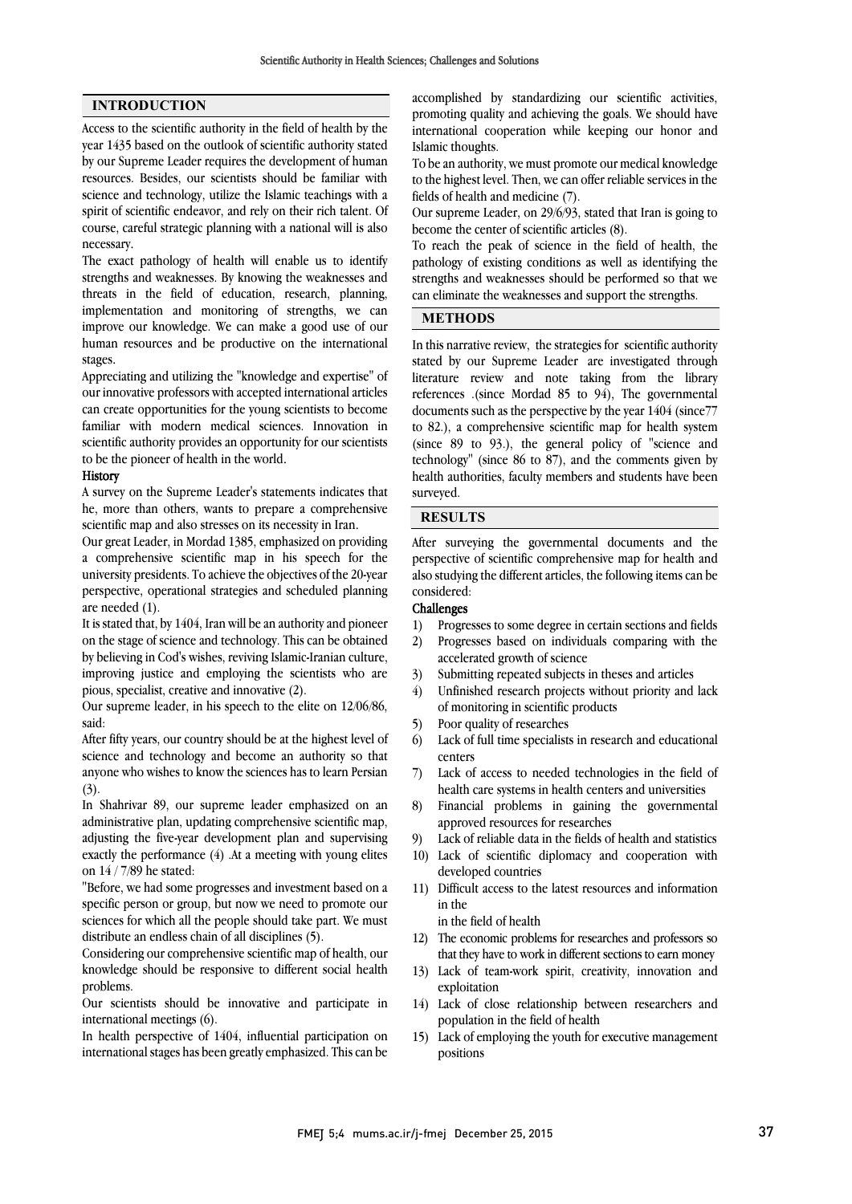## INTRODUCTION

Access to the scientific authority in the field of health by the year 1435 based on the outlook of scientific authority stated by our Supreme Leader requires the development of human resources. Besides, our scientists should be familiar with science and technology, utilize the Islamic teachings with a spirit of scientific endeavor, and rely on their rich talent. Of course, careful strategic planning with a national will is also necessary.

The exact pathology of health will enable us to identify strengths and weaknesses. By knowing the weaknesses and threats in the field of education, research, planning, implementation and monitoring of strengths, we can improve our knowledge. We can make a good use of our human resources and be productive on the international stages.

Appreciating and utilizing the "knowledge and expertise" of our innovative professors with accepted international articles can create opportunities for the young scientists to become familiar with modern medical sciences. Innovation in scientific authority provides an opportunity for our scientists to be the pioneer of health in the world.

### History

A survey on the Supreme Leader's statements indicates that he, more than others, wants to prepare a comprehensive scientific map and also stresses on its necessity in Iran.

Our great Leader, in Mordad 1385, emphasized on providing a comprehensive scientific map in his speech for the university presidents. To achieve the objectives of the 20-year perspective, operational strategies and scheduled planning are needed (1).

It is stated that, by 1404, Iran will be an authority and pioneer on the stage of science and technology. This can be obtained by believing in Cod's wishes, reviving Islamic-Iranian culture, improving justice and employing the scientists who are pious, specialist, creative and innovative (2).

Our supreme leader, in his speech to the elite on 12/06/86, said:

After fifty years, our country should be at the highest level of science and technology and become an authority so that anyone who wishes to know the sciences has to learn Persian (3).

In Shahrivar 89, our supreme leader emphasized on an administrative plan, updating comprehensive scientific map, adjusting the five-year development plan and supervising exactly the performance (4) .At a meeting with young elites on 14 / 7/89 he stated:

"Before, we had some progresses and investment based on a specific person or group, but now we need to promote our sciences for which all the people should take part. We must distribute an endless chain of all disciplines (5).

Considering our comprehensive scientific map of health, our knowledge should be responsive to different social health problems.

Our scientists should be innovative and participate in international meetings (6).

In health perspective of 1404, influential participation on international stages has been greatly emphasized. This can be accomplished by standardizing our scientific activities, promoting quality and achieving the goals. We should have international cooperation while keeping our honor and Islamic thoughts.

To be an authority, we must promote our medical knowledge to the highest level. Then, we can offer reliable services in the fields of health and medicine (7).

Our supreme Leader, on 29/6/93, stated that Iran is going to become the center of scientific articles (8).

To reach the peak of science in the field of health, the pathology of existing conditions as well as identifying the strengths and weaknesses should be performed so that we can eliminate the weaknesses and support the strengths.

## METHODS

In this narrative review, the strategies for scientific authority stated by our Supreme Leader are investigated through literature review and note taking from the library references .(since Mordad 85 to 94), The governmental documents such as the perspective by the year 1404 (since77 to 82.), a comprehensive scientific map for health system (since 89 to 93.), the general policy of "science and technology" (since 86 to 87), and the comments given by health authorities, faculty members and students have been surveyed.

## RESULTS

After surveying the governmental documents and the perspective of scientific comprehensive map for health and also studying the different articles, the following items can be considered:

### Challenges

1) Progresses to some degree in certain sections and fields
2) Progresses based on individuals comparing with the accelerated growth of science
3) Submitting repeated subjects in theses and articles
4) Unfinished research projects without priority and lack of monitoring in scientific products
5) Poor quality of researches
6) Lack of full time specialists in research and educational centers
7) Lack of access to needed technologies in the field of health care systems in health centers and universities
8) Financial problems in gaining the governmental approved resources for researches
9) Lack of reliable data in the fields of health and statistics
10) Lack of scientific diplomacy and cooperation with developed countries
11) Difficult access to the latest resources and information in the in the field of health
12) The economic problems for researches and professors so that they have to work in different sections to earn money
13) Lack of team-work spirit, creativity, innovation and exploitation
14) Lack of close relationship between researchers and population in the field of health
15) Lack of employing the youth for executive management positions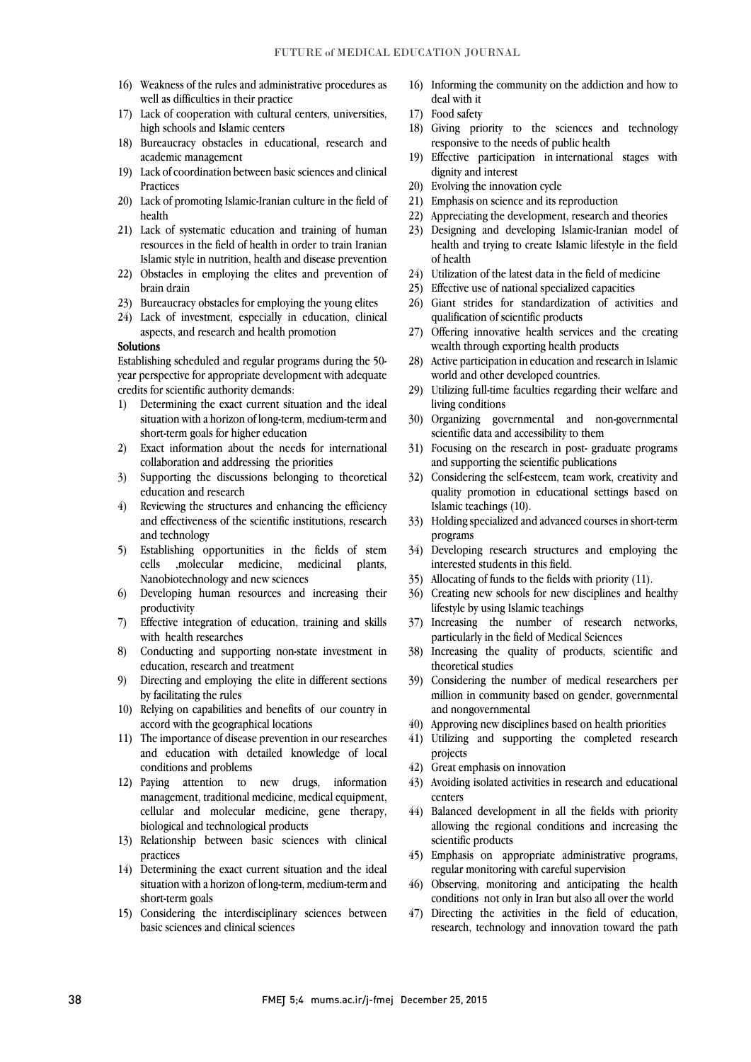16) Weakness of the rules and administrative procedures as well as difficulties in their practice
17) Lack of cooperation with cultural centers, universities, high schools and Islamic centers
18) Bureaucracy obstacles in educational, research and academic management
19) Lack of coordination between basic sciences and clinical Practices
20) Lack of promoting Islamic-Iranian culture in the field of health
21) Lack of systematic education and training of human resources in the field of health in order to train Iranian Islamic style in nutrition, health and disease prevention
22) Obstacles in employing the elites and prevention of brain drain
23) Bureaucracy obstacles for employing the young elites
24) Lack of investment, especially in education, clinical aspects, and research and health promotion

**Solutions**

Establishing scheduled and regular programs during the 50-year perspective for appropriate development with adequate credits for scientific authority demands:

1) Determining the exact current situation and the ideal situation with a horizon of long-term, medium-term and short-term goals for higher education
2) Exact information about the needs for international collaboration and addressing the priorities
3) Supporting the discussions belonging to theoretical education and research
4) Reviewing the structures and enhancing the efficiency and effectiveness of the scientific institutions, research and technology
5) Establishing opportunities in the fields of stem cells ,molecular medicine, medicinal plants, Nanobiotechnology and new sciences
6) Developing human resources and increasing their productivity
7) Effective integration of education, training and skills with health researches
8) Conducting and supporting non-state investment in education, research and treatment
9) Directing and employing the elite in different sections by facilitating the rules
10) Relying on capabilities and benefits of our country in accord with the geographical locations
11) The importance of disease prevention in our researches and education with detailed knowledge of local conditions and problems
12) Paying attention to new drugs, information management, traditional medicine, medical equipment, cellular and molecular medicine, gene therapy, biological and technological products
13) Relationship between basic sciences with clinical practices
14) Determining the exact current situation and the ideal situation with a horizon of long-term, medium-term and short-term goals
15) Considering the interdisciplinary sciences between basic sciences and clinical sciences
16) Informing the community on the addiction and how to deal with it
17) Food safety
18) Giving priority to the sciences and technology responsive to the needs of public health
19) Effective participation in international stages with dignity and interest
20) Evolving the innovation cycle
21) Emphasis on science and its reproduction
22) Appreciating the development, research and theories
23) Designing and developing Islamic-Iranian model of health and trying to create Islamic lifestyle in the field of health
24) Utilization of the latest data in the field of medicine
25) Effective use of national specialized capacities
26) Giant strides for standardization of activities and qualification of scientific products
27) Offering innovative health services and the creating wealth through exporting health products
28) Active participation in education and research in Islamic world and other developed countries.
29) Utilizing full-time faculties regarding their welfare and living conditions
30) Organizing governmental and non-governmental scientific data and accessibility to them
31) Focusing on the research in post- graduate programs and supporting the scientific publications
32) Considering the self-esteem, team work, creativity and quality promotion in educational settings based on Islamic teachings (10).
33) Holding specialized and advanced courses in short-term programs
34) Developing research structures and employing the interested students in this field.
35) Allocating of funds to the fields with priority (11).
36) Creating new schools for new disciplines and healthy lifestyle by using Islamic teachings
37) Increasing the number of research networks, particularly in the field of Medical Sciences
38) Increasing the quality of products, scientific and theoretical studies
39) Considering the number of medical researchers per million in community based on gender, governmental and nongovernmental
40) Approving new disciplines based on health priorities
41) Utilizing and supporting the completed research projects
42) Great emphasis on innovation
43) Avoiding isolated activities in research and educational centers
44) Balanced development in all the fields with priority allowing the regional conditions and increasing the scientific products
45) Emphasis on appropriate administrative programs, regular monitoring with careful supervision
46) Observing, monitoring and anticipating the health conditions not only in Iran but also all over the world
47) Directing the activities in the field of education, research, technology and innovation toward the path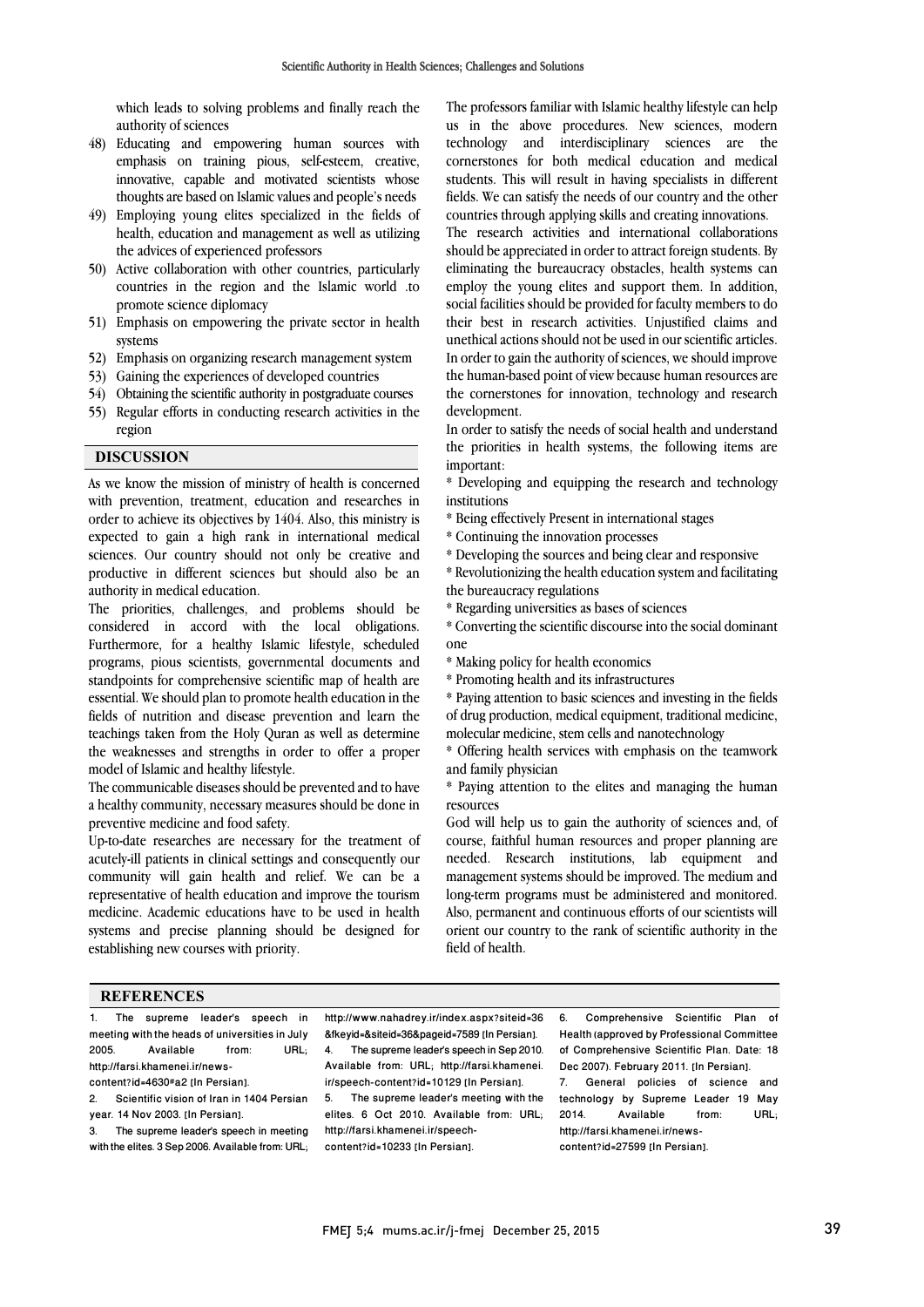which leads to solving problems and finally reach the authority of sciences

48) Educating and empowering human sources with emphasis on training pious, self-esteem, creative, innovative, capable and motivated scientists whose thoughts are based on Islamic values and people's needs
49) Employing young elites specialized in the fields of health, education and management as well as utilizing the advices of experienced professors
50) Active collaboration with other countries, particularly countries in the region and the Islamic world .to promote science diplomacy
51) Emphasis on empowering the private sector in health systems
52) Emphasis on organizing research management system
53) Gaining the experiences of developed countries
54) Obtaining the scientific authority in postgraduate courses
55) Regular efforts in conducting research activities in the region

## DISCUSSION

As we know the mission of ministry of health is concerned with prevention, treatment, education and researches in order to achieve its objectives by 1404. Also, this ministry is expected to gain a high rank in international medical sciences. Our country should not only be creative and productive in different sciences but should also be an authority in medical education.

The priorities, challenges, and problems should be considered in accord with the local obligations. Furthermore, for a healthy Islamic lifestyle, scheduled programs, pious scientists, governmental documents and standpoints for comprehensive scientific map of health are essential. We should plan to promote health education in the fields of nutrition and disease prevention and learn the teachings taken from the Holy Quran as well as determine the weaknesses and strengths in order to offer a proper model of Islamic and healthy lifestyle.

The communicable diseases should be prevented and to have a healthy community, necessary measures should be done in preventive medicine and food safety.

Up-to-date researches are necessary for the treatment of acutely-ill patients in clinical settings and consequently our community will gain health and relief. We can be a representative of health education and improve the tourism medicine. Academic educations have to be used in health systems and precise planning should be designed for establishing new courses with priority.

The professors familiar with Islamic healthy lifestyle can help us in the above procedures. New sciences, modern technology and interdisciplinary sciences are the cornerstones for both medical education and medical students. This will result in having specialists in different fields. We can satisfy the needs of our country and the other countries through applying skills and creating innovations.

The research activities and international collaborations should be appreciated in order to attract foreign students. By eliminating the bureaucracy obstacles, health systems can employ the young elites and support them. In addition, social facilities should be provided for faculty members to do their best in research activities. Unjustified claims and unethical actions should not be used in our scientific articles. In order to gain the authority of sciences, we should improve the human-based point of view because human resources are the cornerstones for innovation, technology and research development.

In order to satisfy the needs of social health and understand the priorities in health systems, the following items are important:

* Developing and equipping the research and technology institutions
* Being effectively Present in international stages
* Continuing the innovation processes
* Developing the sources and being clear and responsive
* Revolutionizing the health education system and facilitating the bureaucracy regulations
* Regarding universities as bases of sciences
* Converting the scientific discourse into the social dominant one
* Making policy for health economics
* Promoting health and its infrastructures
* Paying attention to basic sciences and investing in the fields of drug production, medical equipment, traditional medicine, molecular medicine, stem cells and nanotechnology
* Offering health services with emphasis on the teamwork and family physician
* Paying attention to the elites and managing the human resources

God will help us to gain the authority of sciences and, of course, faithful human resources and proper planning are needed. Research institutions, lab equipment and management systems should be improved. The medium and long-term programs must be administered and monitored. Also, permanent and continuous efforts of our scientists will orient our country to the rank of scientific authority in the field of health.

## REFERENCES

1. The supreme leader's speech in meeting with the heads of universities in July 2005. Available from: URL; http://farsi.khamenei.ir/news-content?id=4630#a2 [In Persian].
2. Scientific vision of Iran in 1404 Persian year. 14 Nov 2003. [In Persian].
3. The supreme leader's speech in meeting with the elites. 3 Sep 2006. Available from: URL; http://www.nahadrey.ir/index.aspx?siteid=36&fkeyid=&siteid=36&pageid=7589 [In Persian].
4. The supreme leader's speech in Sep 2010. Available from: URL; http://farsi.khamenei.ir/speech-content?id=10129 [In Persian].
5. The supreme leader's meeting with the elites. 6 Oct 2010. Available from: URL; http://farsi.khamenei.ir/speech-content?id=10233 [In Persian].
6. Comprehensive Scientific Plan of Health (approved by Professional Committee of Comprehensive Scientific Plan. Date: 18 Dec 2007). February 2011. [In Persian].
7. General policies of science and technology by Supreme Leader 19 May 2014. Available from: URL; http://farsi.khamenei.ir/news-content?id=27599 [In Persian].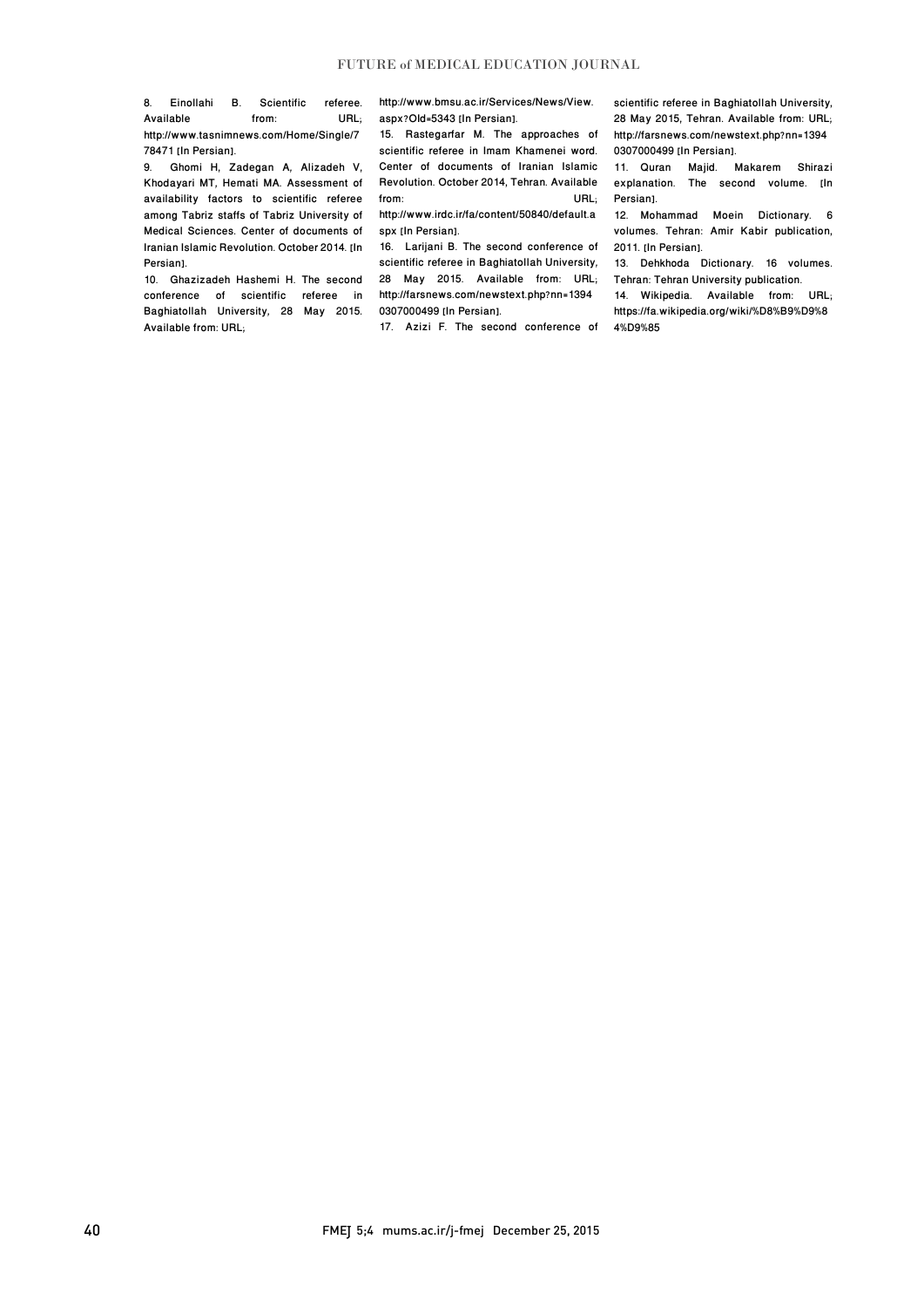8. Einollahi B. Scientific referee. Available from: URL; http://www.tasnimnews.com/Home/Single/778471 [In Persian].

9. Ghomi H, Zadegan A, Alizadeh V, Khodayari MT, Hemati MA. Assessment of availability factors to scientific referee among Tabriz staffs of Tabriz University of Medical Sciences. Center of documents of Iranian Islamic Revolution. October 2014. [In Persian].

10. Ghazizadeh Hashemi H. The second conference of scientific referee in Baghiatollah University, 28 May 2015. Available from: URL; http://www.bmsu.ac.ir/Services/News/View.aspx?OId=5343 [In Persian].

11. Quran Majid. Makarem Shirazi explanation. The second volume. [In Persian].

12. Mohammad Moein Dictionary. 6 volumes. Tehran: Amir Kabir publication, 2011. [In Persian].

13. Dehkhoda Dictionary. 16 volumes. Tehran: Tehran University publication.

14. Wikipedia. Available from: URL; https://fa.wikipedia.org/wiki/%D8%B9%D9%84%D9%85

15. Rastegarfar M. The approaches of scientific referee in Imam Khamenei word. Center of documents of Iranian Islamic Revolution. October 2014, Tehran. Available from: URL; http://www.irdc.ir/fa/content/50840/default.aspx [In Persian].

16. Larijani B. The second conference of scientific referee in Baghiatollah University, 28 May 2015. Available from: URL; http://farsnews.com/newstext.php?nn=13940307000499 [In Persian].

17. Azizi F. The second conference of scientific referee in Baghiatollah University, 28 May 2015, Tehran. Available from: URL; http://farsnews.com/newstext.php?nn=13940307000499 [In Persian].